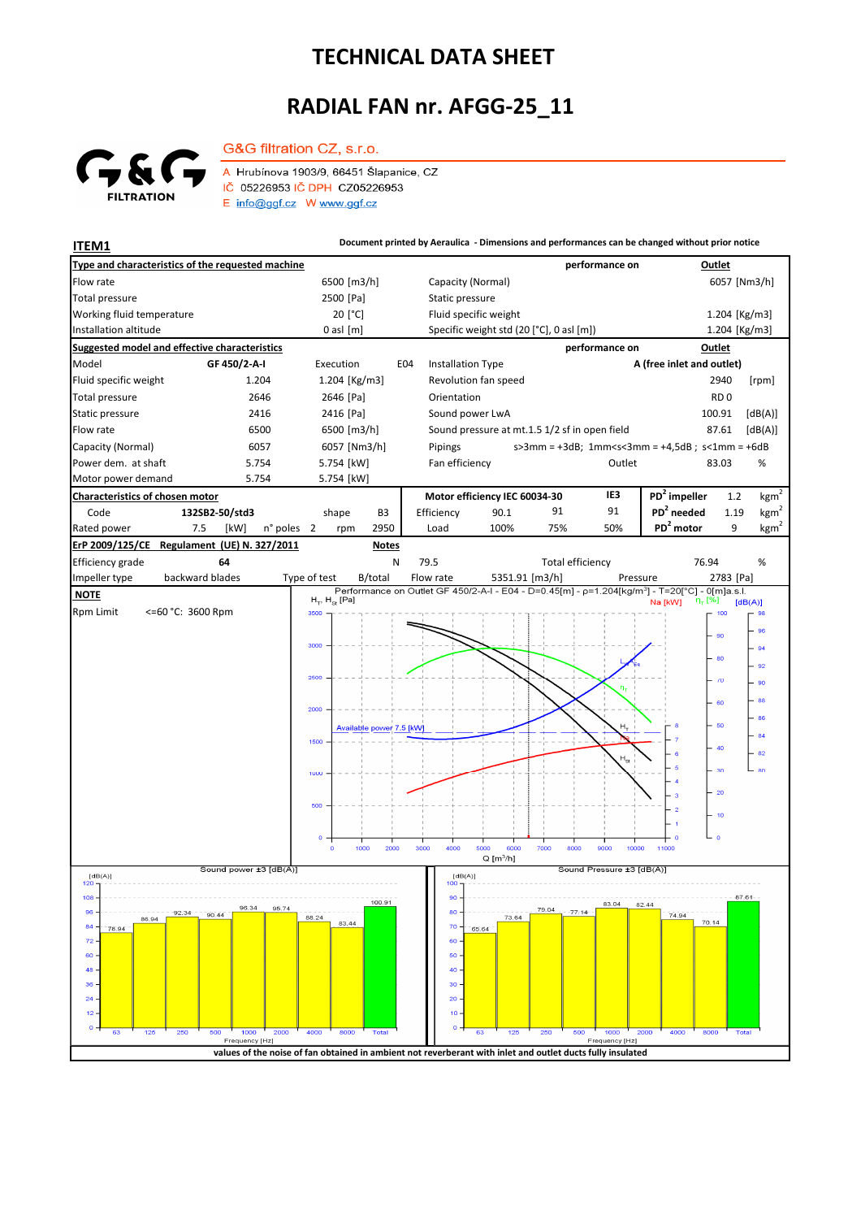# TECHNICAL DATA SHEET

# RADIAL FAN nr. AFGG-25_11

G&G filtration CZ, s.r.o.

A Hrubínova 1903/9, 66451 Šlapanice, CZ
IČ 05226953 IČ DPH CZ05226953
E info@ggf.cz W www.ggf.cz

**ITEM1**

**Document printed by Aeraulica - Dimensions and performances can be changed without prior notice**

| **Type and characteristics of the requested machine** | | **performance on** | **Outlet** |
|---|---|---|---|
| Flow rate | 6500 [m3/h] | Capacity (Normal) | 6057 [Nm3/h] |
| Total pressure | 2500 [Pa] | Static pressure | |
| Working fluid temperature | 20 [°C] | Fluid specific weight | 1.204 [Kg/m3] |
| Installation altitude | 0 asl [m] | Specific weight std (20 [°C], 0 asl [m]) | 1.204 [Kg/m3] |

| **Suggested model and effective characteristics** | | | | **performance on** | **Outlet** |
|---|---|---|---|---|---|
| Model | GF 450/2-A-I | Execution | E04 | Installation Type | A (free inlet and outlet) |
| Fluid specific weight | 1.204 | 1.204 [Kg/m3] | | Revolution fan speed | 2940 [rpm] |
| Total pressure | 2646 | 2646 [Pa] | | Orientation | RD 0 |
| Static pressure | 2416 | 2416 [Pa] | | Sound power LwA | 100.91 [dB(A)] |
| Flow rate | 6500 | 6500 [m3/h] | | Sound pressure at mt.1.5 1/2 sf in open field | 87.61 [dB(A)] |
| Capacity (Normal) | 6057 | 6057 [Nm3/h] | | Pipings | s>3mm = +3dB; 1mm<s<3mm = +4,5dB ; s<1mm = +6dB |
| Power dem. at shaft | 5.754 | 5.754 [kW] | | Fan efficiency Outlet | 83.03 % |
| Motor power demand | 5.754 | 5.754 [kW] | | | |

| **Characteristics of chosen motor** | | | | | | **Motor efficiency IEC 60034-30** | | | IE3 | | | |
|---|---|---|---|---|---|---|---|---|---|---|---|---|
| Code | 132SB2-50/std3 | | shape | B3 | | Efficiency | 90.1 | 91 | 91 | $PD^2$ impeller | 1.2 | $kgm^2$ |
| Rated power | 7.5 | [kW] | n° poles | 2 | rpm 2950 | Load | 100% | 75% | 50% | $PD^2$ needed | 1.19 | $kgm^2$ |
| | | | | | | | | | | $PD^2$ motor | 9 | $kgm^2$ |

| **ErP 2009/125/CE Regulament (UE) N. 327/2011** | | **Notes** | | | |
|---|---|---|---|---|---|
| Efficiency grade | 64 | N | 79.5 | Total efficiency | 76.94 % |
| Impeller type | backward blades | Type of test | B/total | Flow rate 5351.91 [m3/h] | Pressure 2783 [Pa] |

**NOTE**

Rpm Limit <=60 °C: 3600 Rpm

Performance on Outlet GF 450/2-A-I - E04 - D=0.45[m] - ρ=1.204[kg/m³] - T=20[°C] - 0[m]a.s.l.

Available power 7.5 [kW]

Sound power ±3 [dB(A)]

| 63 | 125 | 250 | 500 | 1000 | 2000 | 4000 | 8000 | Total |
|---|---|---|---|---|---|---|---|---|
| 78.94 | 86.94 | 92.34 | 90.44 | 96.34 | 95.74 | 88.24 | 83.44 | 100.91 |

Sound Pressure ±3 [dB(A)]

| 63 | 125 | 250 | 500 | 1000 | 2000 | 4000 | 8000 | Total |
|---|---|---|---|---|---|---|---|---|
| 65.64 | 73.64 | 79.04 | 77.14 | 83.04 | 82.44 | 74.94 | 70.14 | 87.61 |

**values of the noise of fan obtained in ambient not reverberant with inlet and outlet ducts fully insulated**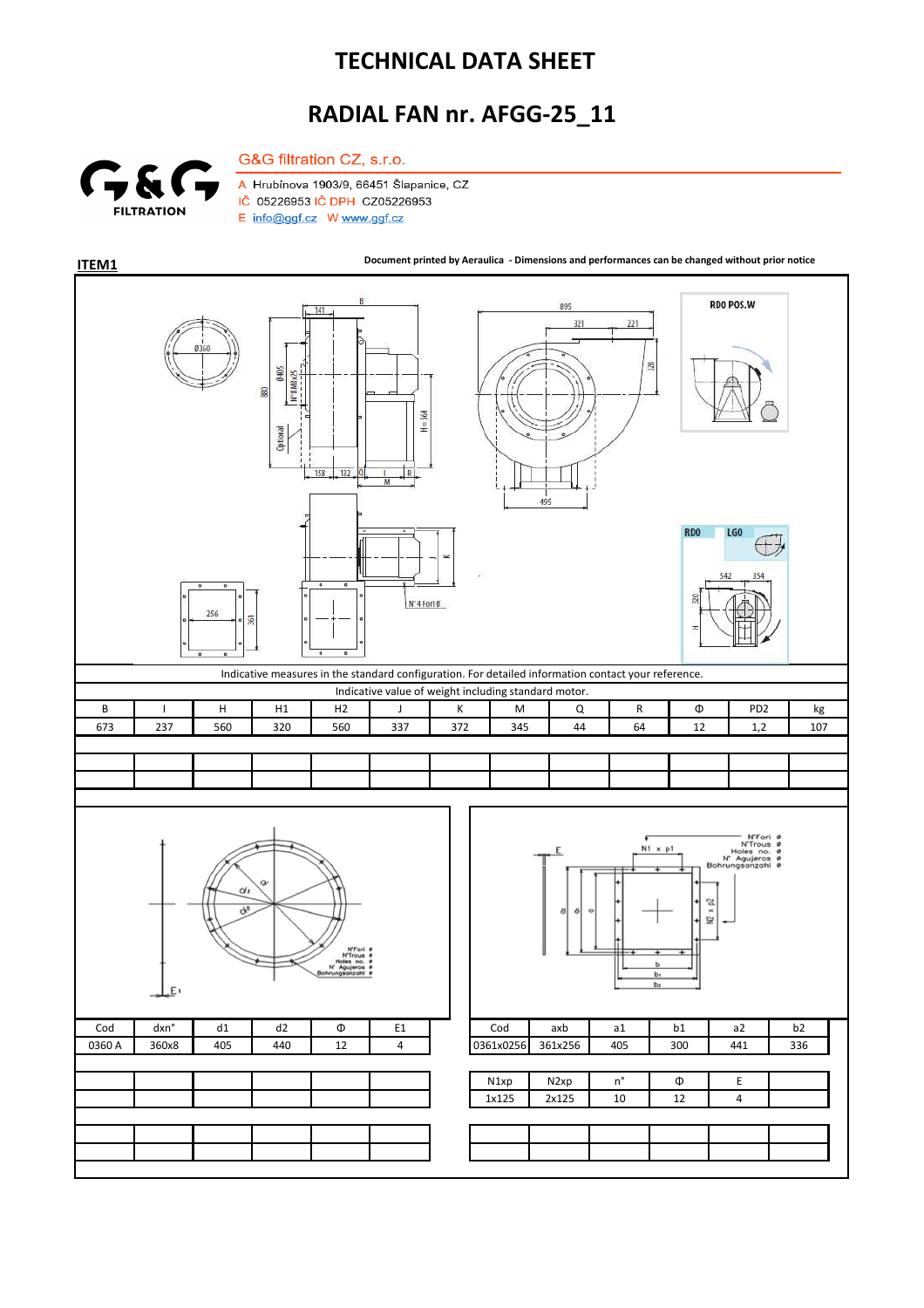# TECHNICAL DATA SHEET

# RADIAL FAN nr. AFGG-25_11

G&G filtration CZ, s.r.o.

A Hrubínova 1903/9, 66451 Šlapanice, CZ
IČ 05226953 IČ DPH CZ05226953
E info@ggf.cz W www.ggf.cz

**ITEM1**

**Document printed by Aeraulica - Dimensions and performances can be changed without prior notice**

Indicative measures in the standard configuration. For detailed information contact your reference.

Indicative value of weight including standard motor.

| B | I | H | H1 | H2 | J | K | M | Q | R | Φ | PD2 | kg |
|---|---|---|---|---|---|---|---|---|---|---|---|---|
| 673 | 237 | 560 | 320 | 560 | 337 | 372 | 345 | 44 | 64 | 12 | 1,2 | 107 |

| Cod | dxn° | d1 | d2 | Φ | E1 |
|---|---|---|---|---|---|
| 0360 A | 360x8 | 405 | 440 | 12 | 4 |

| Cod | axb | a1 | b1 | a2 | b2 |
|---|---|---|---|---|---|
| 0361x0256 | 361x256 | 405 | 300 | 441 | 336 |

| N1xp | N2xp | n° | Φ | E |
|---|---|---|---|---|
| 1x125 | 2x125 | 10 | 12 | 4 |